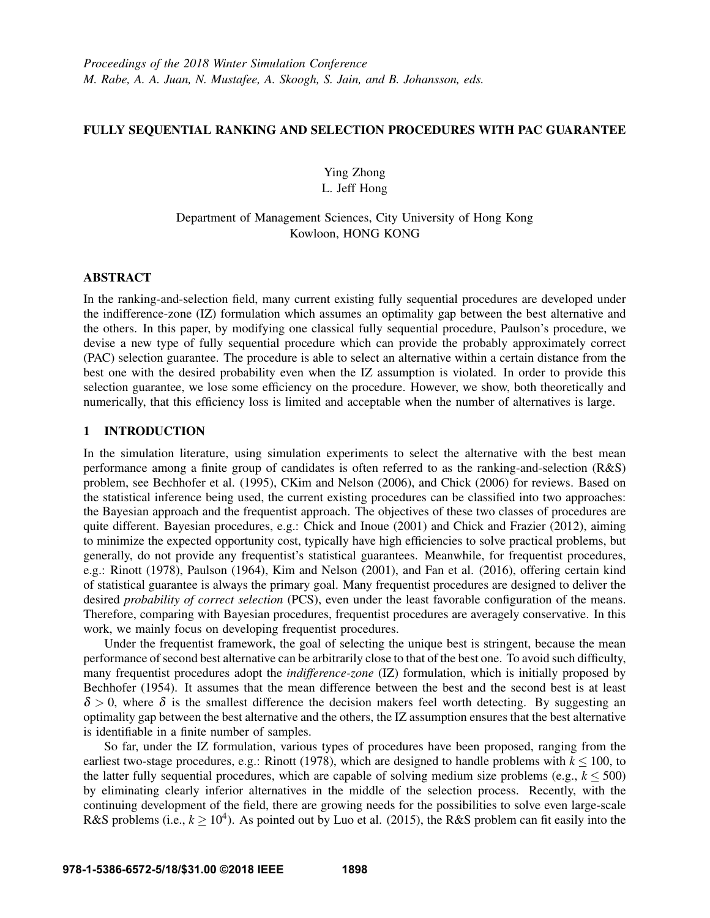*Proceedings of the 2018 Winter Simulation Conference*
*M. Rabe, A. A. Juan, N. Mustafee, A. Skoogh, S. Jain, and B. Johansson, eds.*

# FULLY SEQUENTIAL RANKING AND SELECTION PROCEDURES WITH PAC GUARANTEE

Ying Zhong
L. Jeff Hong

Department of Management Sciences, City University of Hong Kong
Kowloon, HONG KONG

## ABSTRACT

In the ranking-and-selection field, many current existing fully sequential procedures are developed under the indifference-zone (IZ) formulation which assumes an optimality gap between the best alternative and the others. In this paper, by modifying one classical fully sequential procedure, Paulson's procedure, we devise a new type of fully sequential procedure which can provide the probably approximately correct (PAC) selection guarantee. The procedure is able to select an alternative within a certain distance from the best one with the desired probability even when the IZ assumption is violated. In order to provide this selection guarantee, we lose some efficiency on the procedure. However, we show, both theoretically and numerically, that this efficiency loss is limited and acceptable when the number of alternatives is large.

## 1 INTRODUCTION

In the simulation literature, using simulation experiments to select the alternative with the best mean performance among a finite group of candidates is often referred to as the ranking-and-selection (R&S) problem, see Bechhofer et al. (1995), CKim and Nelson (2006), and Chick (2006) for reviews. Based on the statistical inference being used, the current existing procedures can be classified into two approaches: the Bayesian approach and the frequentist approach. The objectives of these two classes of procedures are quite different. Bayesian procedures, e.g.: Chick and Inoue (2001) and Chick and Frazier (2012), aiming to minimize the expected opportunity cost, typically have high efficiencies to solve practical problems, but generally, do not provide any frequentist's statistical guarantees. Meanwhile, for frequentist procedures, e.g.: Rinott (1978), Paulson (1964), Kim and Nelson (2001), and Fan et al. (2016), offering certain kind of statistical guarantee is always the primary goal. Many frequentist procedures are designed to deliver the desired *probability of correct selection* (PCS), even under the least favorable configuration of the means. Therefore, comparing with Bayesian procedures, frequentist procedures are averagely conservative. In this work, we mainly focus on developing frequentist procedures.

Under the frequentist framework, the goal of selecting the unique best is stringent, because the mean performance of second best alternative can be arbitrarily close to that of the best one. To avoid such difficulty, many frequentist procedures adopt the *indifference-zone* (IZ) formulation, which is initially proposed by Bechhofer (1954). It assumes that the mean difference between the best and the second best is at least $\delta > 0$, where $\delta$ is the smallest difference the decision makers feel worth detecting. By suggesting an optimality gap between the best alternative and the others, the IZ assumption ensures that the best alternative is identifiable in a finite number of samples.

So far, under the IZ formulation, various types of procedures have been proposed, ranging from the earliest two-stage procedures, e.g.: Rinott (1978), which are designed to handle problems with $k \leq 100$, to the latter fully sequential procedures, which are capable of solving medium size problems (e.g., $k \leq 500$) by eliminating clearly inferior alternatives in the middle of the selection process. Recently, with the continuing development of the field, there are growing needs for the possibilities to solve even large-scale R&S problems (i.e., $k \geq 10^4$). As pointed out by Luo et al. (2015), the R&S problem can fit easily into the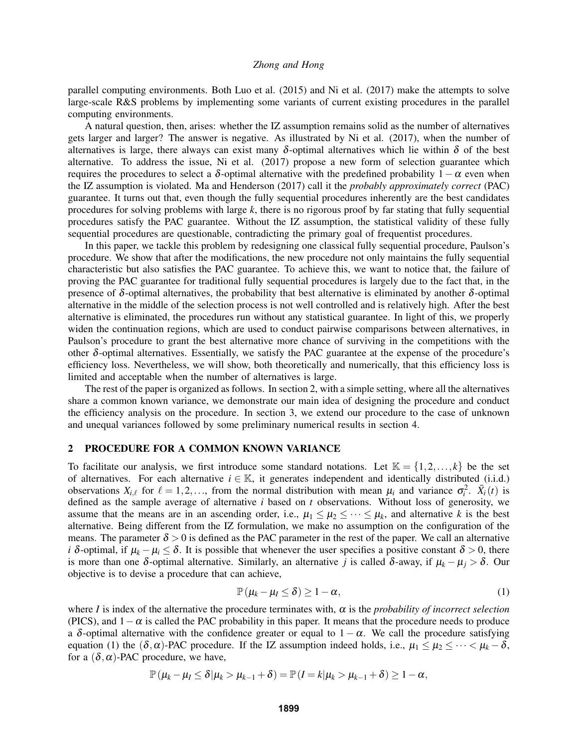parallel computing environments. Both Luo et al. (2015) and Ni et al. (2017) make the attempts to solve large-scale R&S problems by implementing some variants of current existing procedures in the parallel computing environments.

A natural question, then, arises: whether the IZ assumption remains solid as the number of alternatives gets larger and larger? The answer is negative. As illustrated by Ni et al. (2017), when the number of alternatives is large, there always can exist many $\delta$-optimal alternatives which lie within $\delta$ of the best alternative. To address the issue, Ni et al. (2017) propose a new form of selection guarantee which requires the procedures to select a $\delta$-optimal alternative with the predefined probability $1-\alpha$ even when the IZ assumption is violated. Ma and Henderson (2017) call it the *probably approximately correct* (PAC) guarantee. It turns out that, even though the fully sequential procedures inherently are the best candidates procedures for solving problems with large $k$, there is no rigorous proof by far stating that fully sequential procedures satisfy the PAC guarantee. Without the IZ assumption, the statistical validity of these fully sequential procedures are questionable, contradicting the primary goal of frequentist procedures.

In this paper, we tackle this problem by redesigning one classical fully sequential procedure, Paulson's procedure. We show that after the modifications, the new procedure not only maintains the fully sequential characteristic but also satisfies the PAC guarantee. To achieve this, we want to notice that, the failure of proving the PAC guarantee for traditional fully sequential procedures is largely due to the fact that, in the presence of $\delta$-optimal alternatives, the probability that best alternative is eliminated by another $\delta$-optimal alternative in the middle of the selection process is not well controlled and is relatively high. After the best alternative is eliminated, the procedures run without any statistical guarantee. In light of this, we properly widen the continuation regions, which are used to conduct pairwise comparisons between alternatives, in Paulson's procedure to grant the best alternative more chance of surviving in the competitions with the other $\delta$-optimal alternatives. Essentially, we satisfy the PAC guarantee at the expense of the procedure's efficiency loss. Nevertheless, we will show, both theoretically and numerically, that this efficiency loss is limited and acceptable when the number of alternatives is large.

The rest of the paper is organized as follows. In section 2, with a simple setting, where all the alternatives share a common known variance, we demonstrate our main idea of designing the procedure and conduct the efficiency analysis on the procedure. In section 3, we extend our procedure to the case of unknown and unequal variances followed by some preliminary numerical results in section 4.

## 2 PROCEDURE FOR A COMMON KNOWN VARIANCE

To facilitate our analysis, we first introduce some standard notations. Let $\mathbb{K} = \{1, 2, \ldots, k\}$ be the set of alternatives. For each alternative $i \in \mathbb{K}$, it generates independent and identically distributed (i.i.d.) observations $X_{i,\ell}$ for $\ell = 1, 2, \ldots$, from the normal distribution with mean $\mu_i$ and variance $\sigma_i^2$. $\bar{X}_i(t)$ is defined as the sample average of alternative $i$ based on $t$ observations. Without loss of generosity, we assume that the means are in an ascending order, i.e., $\mu_1 \leq \mu_2 \leq \cdots \leq \mu_k$, and alternative $k$ is the best alternative. Being different from the IZ formulation, we make no assumption on the configuration of the means. The parameter $\delta > 0$ is defined as the PAC parameter in the rest of the paper. We call an alternative $i$ $\delta$-optimal, if $\mu_k - \mu_i \leq \delta$. It is possible that whenever the user specifies a positive constant $\delta > 0$, there is more than one $\delta$-optimal alternative. Similarly, an alternative $j$ is called $\delta$-away, if $\mu_k - \mu_j > \delta$. Our objective is to devise a procedure that can achieve,

$$\mathbb{P}(\mu_k - \mu_I \leq \delta) \geq 1 - \alpha, \tag{1}$$

where $I$ is index of the alternative the procedure terminates with, $\alpha$ is the *probability of incorrect selection* (PICS), and $1-\alpha$ is called the PAC probability in this paper. It means that the procedure needs to produce a $\delta$-optimal alternative with the confidence greater or equal to $1-\alpha$. We call the procedure satisfying equation (1) the $(\delta, \alpha)$-PAC procedure. If the IZ assumption indeed holds, i.e., $\mu_1 \leq \mu_2 \leq \cdots < \mu_k - \delta$, for a $(\delta, \alpha)$-PAC procedure, we have,

$$\mathbb{P}(\mu_k - \mu_I \leq \delta | \mu_k > \mu_{k-1} + \delta) = \mathbb{P}(I = k | \mu_k > \mu_{k-1} + \delta) \geq 1 - \alpha,$$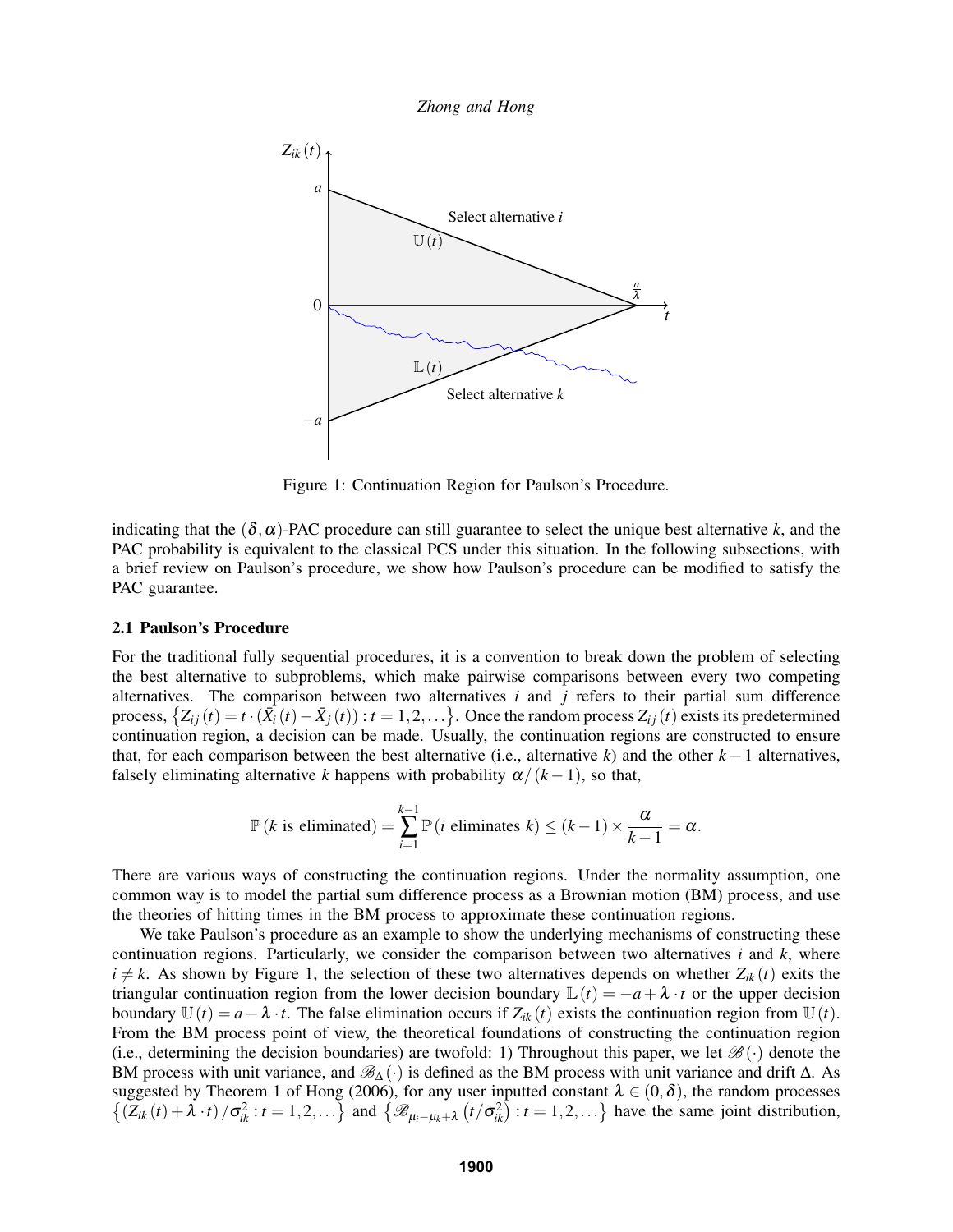$Z_{ik}(t)$

$a$

Select alternative $i$

$\mathbb{U}(t)$

$0$

$\frac{a}{\lambda}$

$t$

$\mathbb{L}(t)$

Select alternative $k$

$-a$

Figure 1: Continuation Region for Paulson's Procedure.

indicating that the $(\delta, \alpha)$-PAC procedure can still guarantee to select the unique best alternative $k$, and the PAC probability is equivalent to the classical PCS under this situation. In the following subsections, with a brief review on Paulson's procedure, we show how Paulson's procedure can be modified to satisfy the PAC guarantee.

### 2.1 Paulson's Procedure

For the traditional fully sequential procedures, it is a convention to break down the problem of selecting the best alternative to subproblems, which make pairwise comparisons between every two competing alternatives. The comparison between two alternatives $i$ and $j$ refers to their partial sum difference process, $\{Z_{ij}(t) = t \cdot (\bar{X}_i(t) - \bar{X}_j(t)) : t = 1, 2, \dots\}$. Once the random process $Z_{ij}(t)$ exists its predetermined continuation region, a decision can be made. Usually, the continuation regions are constructed to ensure that, for each comparison between the best alternative (i.e., alternative $k$) and the other $k-1$ alternatives, falsely eliminating alternative $k$ happens with probability $\alpha/(k-1)$, so that,

$$\mathbb{P}(k \text{ is eliminated}) = \sum_{i=1}^{k-1} \mathbb{P}(i \text{ eliminates } k) \le (k-1) \times \frac{\alpha}{k-1} = \alpha.$$

There are various ways of constructing the continuation regions. Under the normality assumption, one common way is to model the partial sum difference process as a Brownian motion (BM) process, and use the theories of hitting times in the BM process to approximate these continuation regions.

We take Paulson's procedure as an example to show the underlying mechanisms of constructing these continuation regions. Particularly, we consider the comparison between two alternatives $i$ and $k$, where $i \ne k$. As shown by Figure 1, the selection of these two alternatives depends on whether $Z_{ik}(t)$ exits the triangular continuation region from the lower decision boundary $\mathbb{L}(t) = -a + \lambda \cdot t$ or the upper decision boundary $\mathbb{U}(t) = a - \lambda \cdot t$. The false elimination occurs if $Z_{ik}(t)$ exists the continuation region from $\mathbb{U}(t)$. From the BM process point of view, the theoretical foundations of constructing the continuation region (i.e., determining the decision boundaries) are twofold: 1) Throughout this paper, we let $\mathscr{B}(\cdot)$ denote the BM process with unit variance, and $\mathscr{B}_\Delta(\cdot)$ is defined as the BM process with unit variance and drift $\Delta$. As suggested by Theorem 1 of Hong (2006), for any user inputted constant $\lambda \in (0, \delta)$, the random processes $\{(Z_{ik}(t) + \lambda \cdot t)/\sigma_{ik}^2 : t = 1, 2, \dots\}$ and $\{\mathscr{B}_{\mu_i - \mu_k + \lambda}(t/\sigma_{ik}^2) : t = 1, 2, \dots\}$ have the same joint distribution,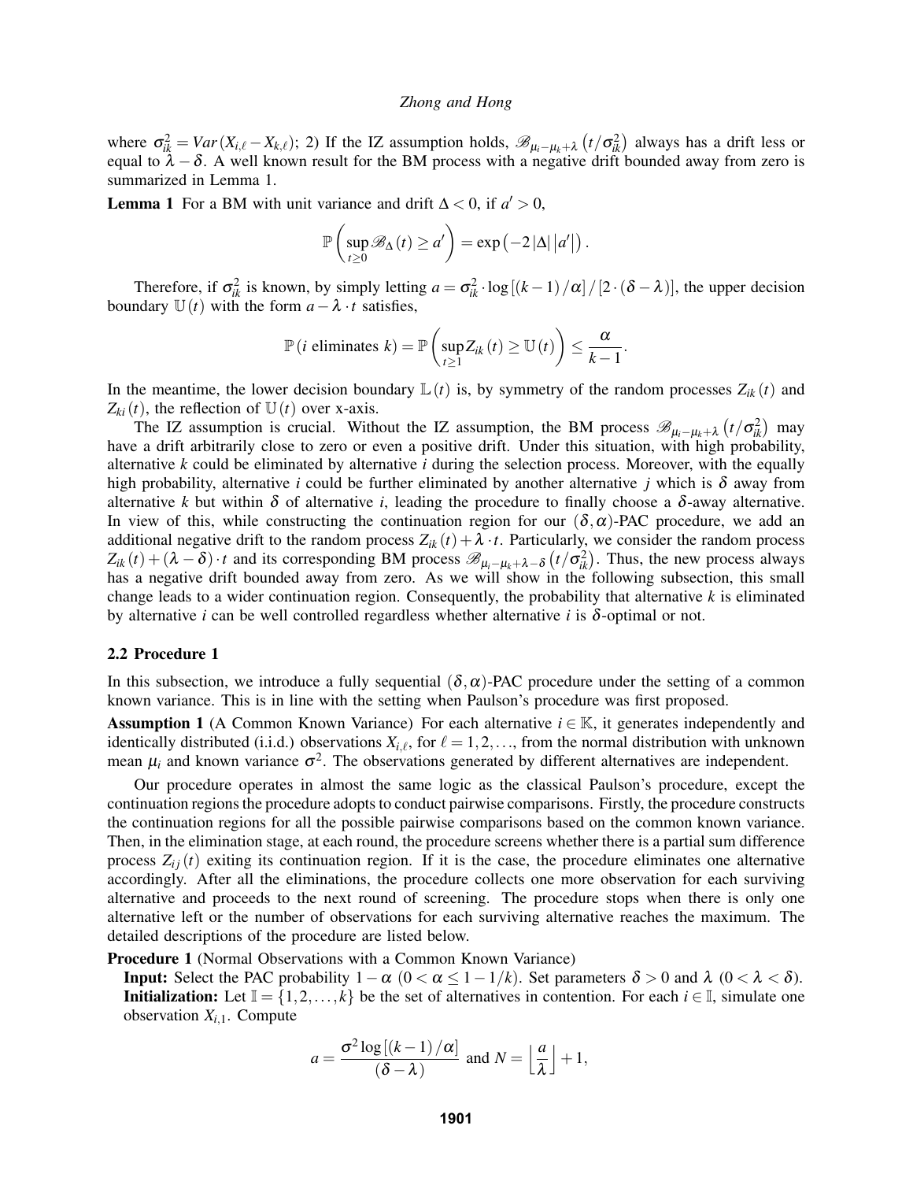where $\sigma_{ik}^2 = Var(X_{i,\ell} - X_{k,\ell})$; 2) If the IZ assumption holds, $\mathscr{B}_{\mu_i - \mu_k + \lambda}\left(t/\sigma_{ik}^2\right)$ always has a drift less or equal to $\lambda - \delta$. A well known result for the BM process with a negative drift bounded away from zero is summarized in Lemma 1.

**Lemma 1** For a BM with unit variance and drift $\Delta < 0$, if $a' > 0$,

$$\mathbb{P}\left(\sup_{t \geq 0} \mathscr{B}_\Delta(t) \geq a'\right) = \exp\left(-2|\Delta|\left|a'\right|\right).$$

Therefore, if $\sigma_{ik}^2$ is known, by simply letting $a = \sigma_{ik}^2 \cdot \log\left[(k-1)/\alpha\right]/\left[2 \cdot (\delta - \lambda)\right]$, the upper decision boundary $\mathbb{U}(t)$ with the form $a - \lambda \cdot t$ satisfies,

$$\mathbb{P}(i \text{ eliminates } k) = \mathbb{P}\left(\sup_{t \geq 1} Z_{ik}(t) \geq \mathbb{U}(t)\right) \leq \frac{\alpha}{k-1}.$$

In the meantime, the lower decision boundary $\mathbb{L}(t)$ is, by symmetry of the random processes $Z_{ik}(t)$ and $Z_{ki}(t)$, the reflection of $\mathbb{U}(t)$ over x-axis.

The IZ assumption is crucial. Without the IZ assumption, the BM process $\mathscr{B}_{\mu_i - \mu_k + \lambda}\left(t/\sigma_{ik}^2\right)$ may have a drift arbitrarily close to zero or even a positive drift. Under this situation, with high probability, alternative $k$ could be eliminated by alternative $i$ during the selection process. Moreover, with the equally high probability, alternative $i$ could be further eliminated by another alternative $j$ which is $\delta$ away from alternative $k$ but within $\delta$ of alternative $i$, leading the procedure to finally choose a $\delta$-away alternative. In view of this, while constructing the continuation region for our $(\delta, \alpha)$-PAC procedure, we add an additional negative drift to the random process $Z_{ik}(t) + \lambda \cdot t$. Particularly, we consider the random process $Z_{ik}(t) + (\lambda - \delta) \cdot t$ and its corresponding BM process $\mathscr{B}_{\mu_i - \mu_k + \lambda - \delta}\left(t/\sigma_{ik}^2\right)$. Thus, the new process always has a negative drift bounded away from zero. As we will show in the following subsection, this small change leads to a wider continuation region. Consequently, the probability that alternative $k$ is eliminated by alternative $i$ can be well controlled regardless whether alternative $i$ is $\delta$-optimal or not.

## 2.2 Procedure 1

In this subsection, we introduce a fully sequential $(\delta, \alpha)$-PAC procedure under the setting of a common known variance. This is in line with the setting when Paulson's procedure was first proposed.

**Assumption 1** (A Common Known Variance) For each alternative $i \in \mathbb{K}$, it generates independently and identically distributed (i.i.d.) observations $X_{i,\ell}$, for $\ell = 1, 2, \ldots$, from the normal distribution with unknown mean $\mu_i$ and known variance $\sigma^2$. The observations generated by different alternatives are independent.

Our procedure operates in almost the same logic as the classical Paulson's procedure, except the continuation regions the procedure adopts to conduct pairwise comparisons. Firstly, the procedure constructs the continuation regions for all the possible pairwise comparisons based on the common known variance. Then, in the elimination stage, at each round, the procedure screens whether there is a partial sum difference process $Z_{ij}(t)$ exiting its continuation region. If it is the case, the procedure eliminates one alternative accordingly. After all the eliminations, the procedure collects one more observation for each surviving alternative and proceeds to the next round of screening. The procedure stops when there is only one alternative left or the number of observations for each surviving alternative reaches the maximum. The detailed descriptions of the procedure are listed below.

**Procedure 1** (Normal Observations with a Common Known Variance)

**Input:** Select the PAC probability $1 - \alpha$ $(0 < \alpha \leq 1 - 1/k)$. Set parameters $\delta > 0$ and $\lambda$ $(0 < \lambda < \delta)$.

**Initialization:** Let $\mathbb{I} = \{1, 2, \ldots, k\}$ be the set of alternatives in contention. For each $i \in \mathbb{I}$, simulate one observation $X_{i,1}$. Compute

$$a = \frac{\sigma^2 \log\left[(k-1)/\alpha\right]}{(\delta - \lambda)} \text{ and } N = \left\lfloor \frac{a}{\lambda} \right\rfloor + 1,$$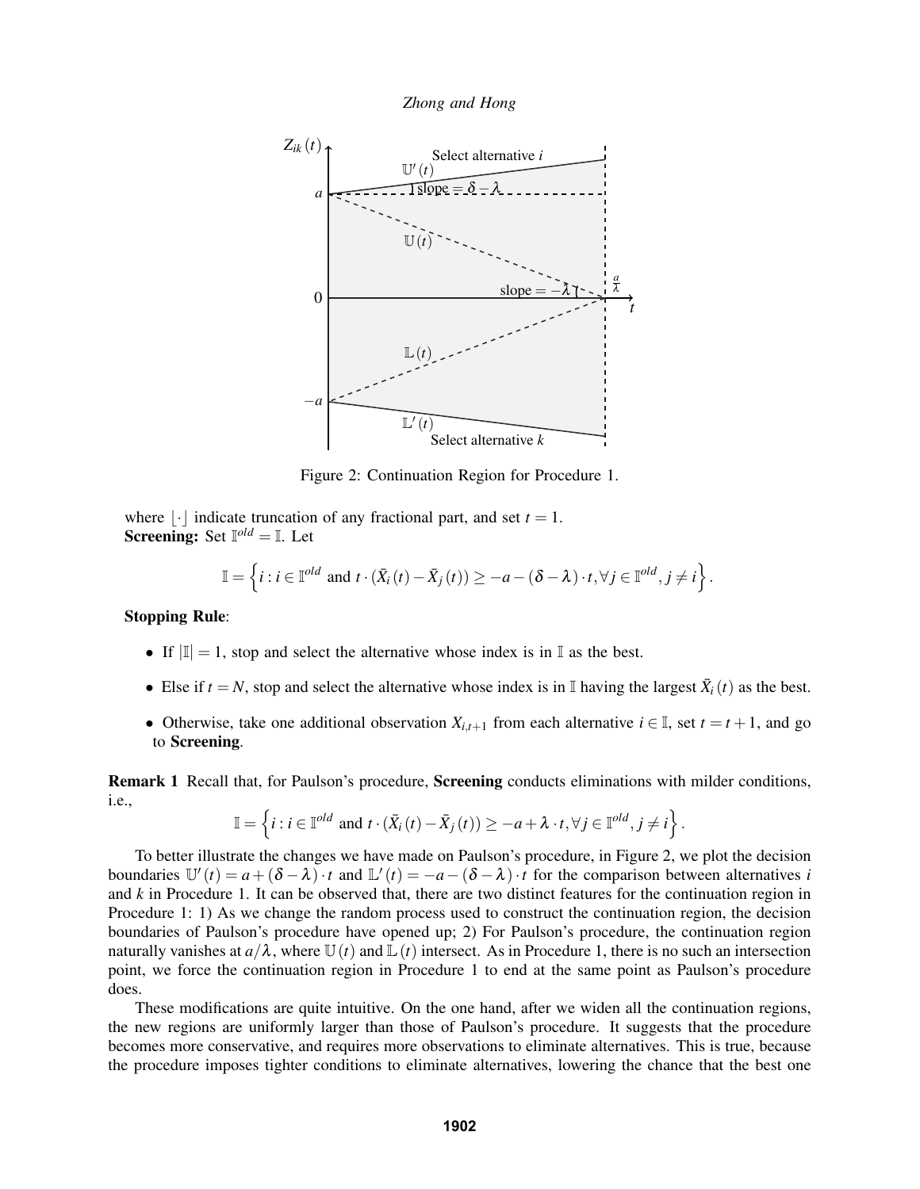$Z_{ik}(t)$

Select alternative $i$

$\mathbb{U}'(t)$

slope $= \delta - \lambda$

$a$

$\mathbb{U}(t)$

slope $= -\lambda$

$\frac{a}{\lambda}$

0

$t$

$\mathbb{L}(t)$

$-a$

$\mathbb{L}'(t)$

Select alternative $k$

Figure 2: Continuation Region for Procedure 1.

where $\lfloor \cdot \rfloor$ indicate truncation of any fractional part, and set $t = 1$.

**Screening:** Set $\mathbb{I}^{old} = \mathbb{I}$. Let

$$\mathbb{I} = \left\{ i : i \in \mathbb{I}^{old} \text{ and } t \cdot (\bar{X}_i(t) - \bar{X}_j(t)) \geq -a - (\delta - \lambda) \cdot t, \forall j \in \mathbb{I}^{old}, j \neq i \right\}.$$

**Stopping Rule**:

- If $|\mathbb{I}| = 1$, stop and select the alternative whose index is in $\mathbb{I}$ as the best.
- Else if $t = N$, stop and select the alternative whose index is in $\mathbb{I}$ having the largest $\bar{X}_i(t)$ as the best.
- Otherwise, take one additional observation $X_{i,t+1}$ from each alternative $i \in \mathbb{I}$, set $t = t+1$, and go to **Screening**.

**Remark 1** Recall that, for Paulson's procedure, **Screening** conducts eliminations with milder conditions, i.e.,

$$\mathbb{I} = \left\{ i : i \in \mathbb{I}^{old} \text{ and } t \cdot (\bar{X}_i(t) - \bar{X}_j(t)) \geq -a + \lambda \cdot t, \forall j \in \mathbb{I}^{old}, j \neq i \right\}.$$

To better illustrate the changes we have made on Paulson's procedure, in Figure 2, we plot the decision boundaries $\mathbb{U}'(t) = a + (\delta - \lambda) \cdot t$ and $\mathbb{L}'(t) = -a - (\delta - \lambda) \cdot t$ for the comparison between alternatives $i$ and $k$ in Procedure 1. It can be observed that, there are two distinct features for the continuation region in Procedure 1: 1) As we change the random process used to construct the continuation region, the decision boundaries of Paulson's procedure have opened up; 2) For Paulson's procedure, the continuation region naturally vanishes at $a/\lambda$, where $\mathbb{U}(t)$ and $\mathbb{L}(t)$ intersect. As in Procedure 1, there is no such an intersection point, we force the continuation region in Procedure 1 to end at the same point as Paulson's procedure does.

These modifications are quite intuitive. On the one hand, after we widen all the continuation regions, the new regions are uniformly larger than those of Paulson's procedure. It suggests that the procedure becomes more conservative, and requires more observations to eliminate alternatives. This is true, because the procedure imposes tighter conditions to eliminate alternatives, lowering the chance that the best one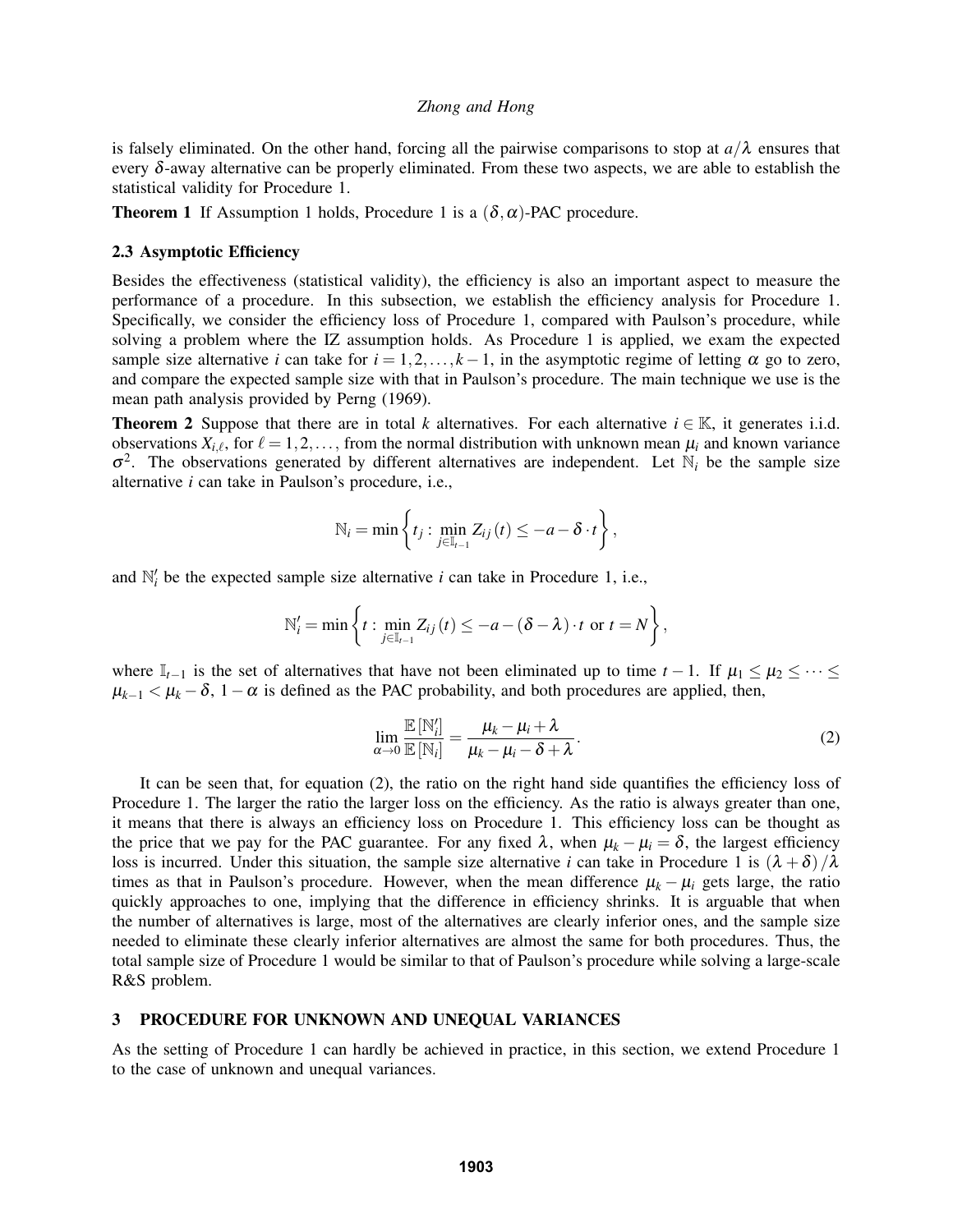is falsely eliminated. On the other hand, forcing all the pairwise comparisons to stop at $a/\lambda$ ensures that every $\delta$-away alternative can be properly eliminated. From these two aspects, we are able to establish the statistical validity for Procedure 1.

**Theorem 1** If Assumption 1 holds, Procedure 1 is a $(\delta, \alpha)$-PAC procedure.

### 2.3 Asymptotic Efficiency

Besides the effectiveness (statistical validity), the efficiency is also an important aspect to measure the performance of a procedure. In this subsection, we establish the efficiency analysis for Procedure 1. Specifically, we consider the efficiency loss of Procedure 1, compared with Paulson's procedure, while solving a problem where the IZ assumption holds. As Procedure 1 is applied, we exam the expected sample size alternative $i$ can take for $i = 1, 2, \ldots, k-1$, in the asymptotic regime of letting $\alpha$ go to zero, and compare the expected sample size with that in Paulson's procedure. The main technique we use is the mean path analysis provided by Perng (1969).

**Theorem 2** Suppose that there are in total $k$ alternatives. For each alternative $i \in \mathbb{K}$, it generates i.i.d. observations $X_{i,\ell}$, for $\ell = 1, 2, \ldots$, from the normal distribution with unknown mean $\mu_i$ and known variance $\sigma^2$. The observations generated by different alternatives are independent. Let $\mathbb{N}_i$ be the sample size alternative $i$ can take in Paulson's procedure, i.e.,

$$\mathbb{N}_i = \min\left\{ t_j : \min_{j \in \mathbb{I}_{t-1}} Z_{ij}(t) \le -a - \delta \cdot t \right\},$$

and $\mathbb{N}_i'$ be the expected sample size alternative $i$ can take in Procedure 1, i.e.,

$$\mathbb{N}_i' = \min\left\{ t : \min_{j \in \mathbb{I}_{t-1}} Z_{ij}(t) \le -a - (\delta - \lambda) \cdot t \text{ or } t = N \right\},$$

where $\mathbb{I}_{t-1}$ is the set of alternatives that have not been eliminated up to time $t-1$. If $\mu_1 \le \mu_2 \le \cdots \le \mu_{k-1} < \mu_k - \delta$, $1-\alpha$ is defined as the PAC probability, and both procedures are applied, then,

$$\lim_{\alpha \to 0} \frac{\mathbb{E}[\mathbb{N}_i']}{\mathbb{E}[\mathbb{N}_i]} = \frac{\mu_k - \mu_i + \lambda}{\mu_k - \mu_i - \delta + \lambda}. \tag{2}$$

It can be seen that, for equation (2), the ratio on the right hand side quantifies the efficiency loss of Procedure 1. The larger the ratio the larger loss on the efficiency. As the ratio is always greater than one, it means that there is always an efficiency loss on Procedure 1. This efficiency loss can be thought as the price that we pay for the PAC guarantee. For any fixed $\lambda$, when $\mu_k - \mu_i = \delta$, the largest efficiency loss is incurred. Under this situation, the sample size alternative $i$ can take in Procedure 1 is $(\lambda + \delta)/\lambda$ times as that in Paulson's procedure. However, when the mean difference $\mu_k - \mu_i$ gets large, the ratio quickly approaches to one, implying that the difference in efficiency shrinks. It is arguable that when the number of alternatives is large, most of the alternatives are clearly inferior ones, and the sample size needed to eliminate these clearly inferior alternatives are almost the same for both procedures. Thus, the total sample size of Procedure 1 would be similar to that of Paulson's procedure while solving a large-scale R&S problem.

## 3 PROCEDURE FOR UNKNOWN AND UNEQUAL VARIANCES

As the setting of Procedure 1 can hardly be achieved in practice, in this section, we extend Procedure 1 to the case of unknown and unequal variances.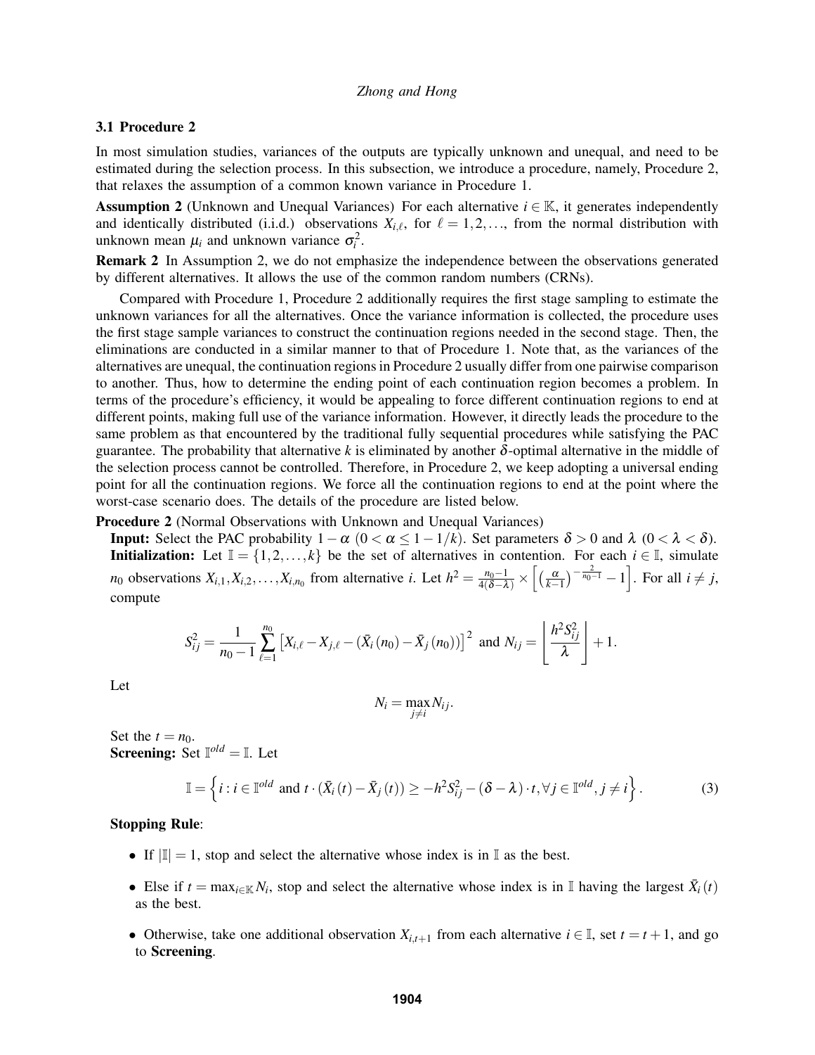### 3.1 Procedure 2

In most simulation studies, variances of the outputs are typically unknown and unequal, and need to be estimated during the selection process. In this subsection, we introduce a procedure, namely, Procedure 2, that relaxes the assumption of a common known variance in Procedure 1.

**Assumption 2** (Unknown and Unequal Variances) For each alternative $i \in \mathbb{K}$, it generates independently and identically distributed (i.i.d.) observations $X_{i,\ell}$, for $\ell = 1,2,\ldots$, from the normal distribution with unknown mean $\mu_i$ and unknown variance $\sigma_i^2$.

**Remark 2** In Assumption 2, we do not emphasize the independence between the observations generated by different alternatives. It allows the use of the common random numbers (CRNs).

Compared with Procedure 1, Procedure 2 additionally requires the first stage sampling to estimate the unknown variances for all the alternatives. Once the variance information is collected, the procedure uses the first stage sample variances to construct the continuation regions needed in the second stage. Then, the eliminations are conducted in a similar manner to that of Procedure 1. Note that, as the variances of the alternatives are unequal, the continuation regions in Procedure 2 usually differ from one pairwise comparison to another. Thus, how to determine the ending point of each continuation region becomes a problem. In terms of the procedure's efficiency, it would be appealing to force different continuation regions to end at different points, making full use of the variance information. However, it directly leads the procedure to the same problem as that encountered by the traditional fully sequential procedures while satisfying the PAC guarantee. The probability that alternative $k$ is eliminated by another $\delta$-optimal alternative in the middle of the selection process cannot be controlled. Therefore, in Procedure 2, we keep adopting a universal ending point for all the continuation regions. We force all the continuation regions to end at the point where the worst-case scenario does. The details of the procedure are listed below.

**Procedure 2** (Normal Observations with Unknown and Unequal Variances)

**Input:** Select the PAC probability $1-\alpha$ $(0 < \alpha \leq 1-1/k)$. Set parameters $\delta > 0$ and $\lambda$ $(0 < \lambda < \delta)$.

**Initialization:** Let $\mathbb{I} = \{1,2,\ldots,k\}$ be the set of alternatives in contention. For each $i \in \mathbb{I}$, simulate $n_0$ observations $X_{i,1}, X_{i,2}, \ldots, X_{i,n_0}$ from alternative $i$. Let $h^2 = \frac{n_0-1}{4(\delta-\lambda)} \times \left[\left(\frac{\alpha}{k-1}\right)^{-\frac{2}{n_0-1}} - 1\right]$. For all $i \neq j$, compute

$$S_{ij}^2 = \frac{1}{n_0-1}\sum_{\ell=1}^{n_0}\left[X_{i,\ell} - X_{j,\ell} - (\bar{X}_i(n_0) - \bar{X}_j(n_0))\right]^2 \text{ and } N_{ij} = \left\lfloor \frac{h^2 S_{ij}^2}{\lambda} \right\rfloor + 1.$$

Let

$$N_i = \max_{j \neq i} N_{ij}.$$

Set the $t = n_0$.

**Screening:** Set $\mathbb{I}^{old} = \mathbb{I}$. Let

$$\mathbb{I} = \left\{ i : i \in \mathbb{I}^{old} \text{ and } t \cdot (\bar{X}_i(t) - \bar{X}_j(t)) \geq -h^2 S_{ij}^2 - (\delta - \lambda) \cdot t, \forall j \in \mathbb{I}^{old}, j \neq i \right\}. \tag{3}$$

**Stopping Rule**:

- If $|\mathbb{I}| = 1$, stop and select the alternative whose index is in $\mathbb{I}$ as the best.
- Else if $t = \max_{i \in \mathbb{K}} N_i$, stop and select the alternative whose index is in $\mathbb{I}$ having the largest $\bar{X}_i(t)$ as the best.
- Otherwise, take one additional observation $X_{i,t+1}$ from each alternative $i \in \mathbb{I}$, set $t = t+1$, and go to **Screening**.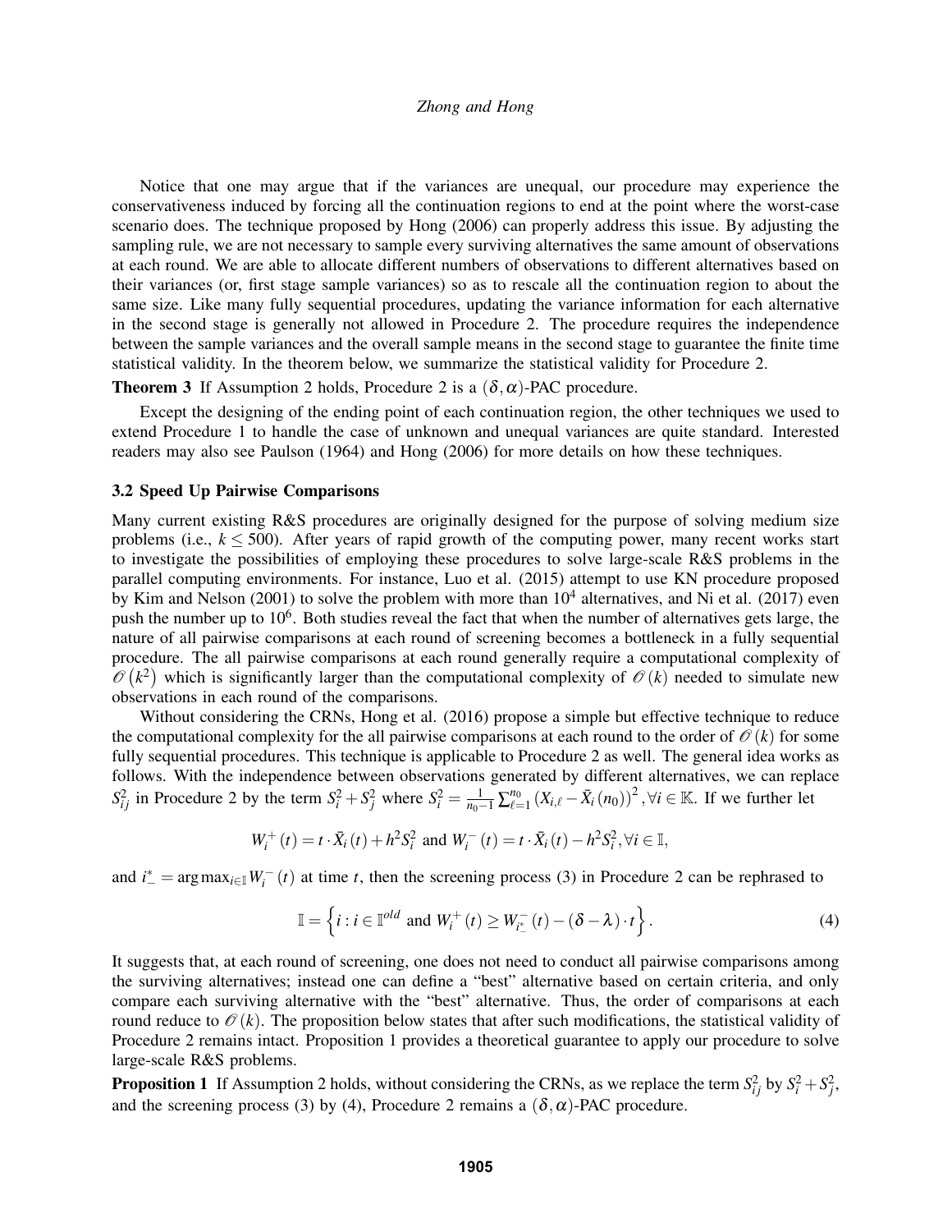Notice that one may argue that if the variances are unequal, our procedure may experience the conservativeness induced by forcing all the continuation regions to end at the point where the worst-case scenario does. The technique proposed by Hong (2006) can properly address this issue. By adjusting the sampling rule, we are not necessary to sample every surviving alternatives the same amount of observations at each round. We are able to allocate different numbers of observations to different alternatives based on their variances (or, first stage sample variances) so as to rescale all the continuation region to about the same size. Like many fully sequential procedures, updating the variance information for each alternative in the second stage is generally not allowed in Procedure 2. The procedure requires the independence between the sample variances and the overall sample means in the second stage to guarantee the finite time statistical validity. In the theorem below, we summarize the statistical validity for Procedure 2.

**Theorem 3** If Assumption 2 holds, Procedure 2 is a $(\delta,\alpha)$-PAC procedure.

Except the designing of the ending point of each continuation region, the other techniques we used to extend Procedure 1 to handle the case of unknown and unequal variances are quite standard. Interested readers may also see Paulson (1964) and Hong (2006) for more details on how these techniques.

### 3.2 Speed Up Pairwise Comparisons

Many current existing R&S procedures are originally designed for the purpose of solving medium size problems (i.e., $k \leq 500$). After years of rapid growth of the computing power, many recent works start to investigate the possibilities of employing these procedures to solve large-scale R&S problems in the parallel computing environments. For instance, Luo et al. (2015) attempt to use KN procedure proposed by Kim and Nelson (2001) to solve the problem with more than $10^4$ alternatives, and Ni et al. (2017) even push the number up to $10^6$. Both studies reveal the fact that when the number of alternatives gets large, the nature of all pairwise comparisons at each round of screening becomes a bottleneck in a fully sequential procedure. The all pairwise comparisons at each round generally require a computational complexity of $\mathscr{O}\left(k^2\right)$ which is significantly larger than the computational complexity of $\mathscr{O}(k)$ needed to simulate new observations in each round of the comparisons.

Without considering the CRNs, Hong et al. (2016) propose a simple but effective technique to reduce the computational complexity for the all pairwise comparisons at each round to the order of $\mathscr{O}(k)$ for some fully sequential procedures. This technique is applicable to Procedure 2 as well. The general idea works as follows. With the independence between observations generated by different alternatives, we can replace $S_{ij}^2$ in Procedure 2 by the term $S_i^2 + S_j^2$ where $S_i^2 = \frac{1}{n_0-1}\sum_{\ell=1}^{n_0}\left(X_{i,\ell} - \bar{X}_i(n_0)\right)^2, \forall i \in \mathbb{K}$. If we further let

$$W_i^+(t) = t \cdot \bar{X}_i(t) + h^2 S_i^2 \text{ and } W_i^-(t) = t \cdot \bar{X}_i(t) - h^2 S_i^2, \forall i \in \mathbb{I},$$

and $i_-^* = \arg\max_{i\in\mathbb{I}} W_i^-(t)$ at time $t$, then the screening process (3) in Procedure 2 can be rephrased to

$$\mathbb{I} = \left\{ i : i \in \mathbb{I}^{old} \text{ and } W_i^+(t) \geq W_{i_-^*}^-(t) - (\delta - \lambda)\cdot t \right\}. \tag{4}$$

It suggests that, at each round of screening, one does not need to conduct all pairwise comparisons among the surviving alternatives; instead one can define a "best" alternative based on certain criteria, and only compare each surviving alternative with the "best" alternative. Thus, the order of comparisons at each round reduce to $\mathscr{O}(k)$. The proposition below states that after such modifications, the statistical validity of Procedure 2 remains intact. Proposition 1 provides a theoretical guarantee to apply our procedure to solve large-scale R&S problems.

**Proposition 1** If Assumption 2 holds, without considering the CRNs, as we replace the term $S_{ij}^2$ by $S_i^2 + S_j^2$, and the screening process (3) by (4), Procedure 2 remains a $(\delta,\alpha)$-PAC procedure.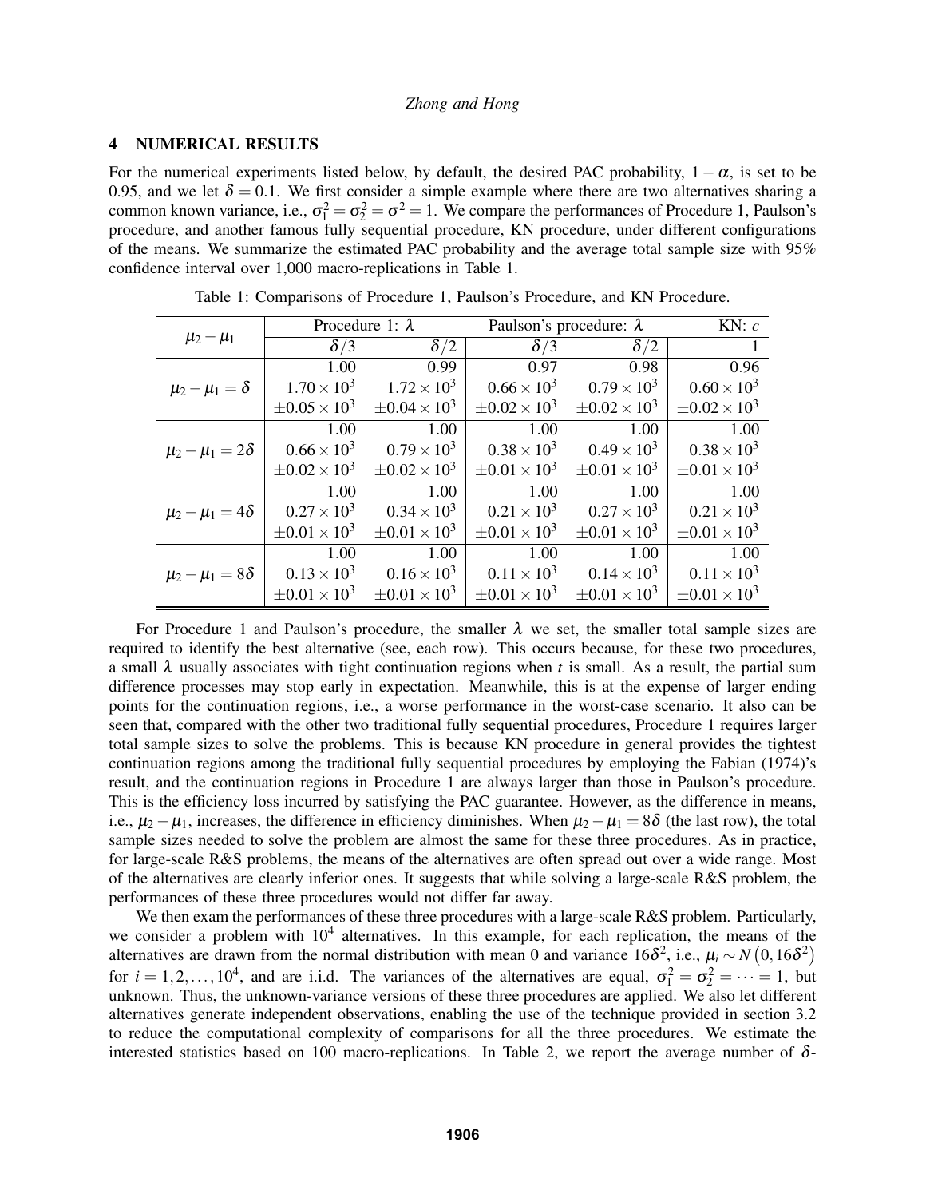## 4 NUMERICAL RESULTS

For the numerical experiments listed below, by default, the desired PAC probability, $1-\alpha$, is set to be 0.95, and we let $\delta = 0.1$. We first consider a simple example where there are two alternatives sharing a common known variance, i.e., $\sigma_1^2 = \sigma_2^2 = \sigma^2 = 1$. We compare the performances of Procedure 1, Paulson's procedure, and another famous fully sequential procedure, KN procedure, under different configurations of the means. We summarize the estimated PAC probability and the average total sample size with 95% confidence interval over 1,000 macro-replications in Table 1.

Table 1: Comparisons of Procedure 1, Paulson's Procedure, and KN Procedure.

| $\mu_2 - \mu_1$ | Procedure 1: $\lambda$ | | Paulson's procedure: $\lambda$ | | KN: $c$ |
|---|---|---|---|---|---|
| | $\delta/3$ | $\delta/2$ | $\delta/3$ | $\delta/2$ | 1 |
| $\mu_2 - \mu_1 = \delta$ | 1.00 | 0.99 | 0.97 | 0.98 | 0.96 |
| | $1.70 \times 10^3$ | $1.72 \times 10^3$ | $0.66 \times 10^3$ | $0.79 \times 10^3$ | $0.60 \times 10^3$ |
| | $\pm 0.05 \times 10^3$ | $\pm 0.04 \times 10^3$ | $\pm 0.02 \times 10^3$ | $\pm 0.02 \times 10^3$ | $\pm 0.02 \times 10^3$ |
| $\mu_2 - \mu_1 = 2\delta$ | 1.00 | 1.00 | 1.00 | 1.00 | 1.00 |
| | $0.66 \times 10^3$ | $0.79 \times 10^3$ | $0.38 \times 10^3$ | $0.49 \times 10^3$ | $0.38 \times 10^3$ |
| | $\pm 0.02 \times 10^3$ | $\pm 0.02 \times 10^3$ | $\pm 0.01 \times 10^3$ | $\pm 0.01 \times 10^3$ | $\pm 0.01 \times 10^3$ |
| $\mu_2 - \mu_1 = 4\delta$ | 1.00 | 1.00 | 1.00 | 1.00 | 1.00 |
| | $0.27 \times 10^3$ | $0.34 \times 10^3$ | $0.21 \times 10^3$ | $0.27 \times 10^3$ | $0.21 \times 10^3$ |
| | $\pm 0.01 \times 10^3$ | $\pm 0.01 \times 10^3$ | $\pm 0.01 \times 10^3$ | $\pm 0.01 \times 10^3$ | $\pm 0.01 \times 10^3$ |
| $\mu_2 - \mu_1 = 8\delta$ | 1.00 | 1.00 | 1.00 | 1.00 | 1.00 |
| | $0.13 \times 10^3$ | $0.16 \times 10^3$ | $0.11 \times 10^3$ | $0.14 \times 10^3$ | $0.11 \times 10^3$ |
| | $\pm 0.01 \times 10^3$ | $\pm 0.01 \times 10^3$ | $\pm 0.01 \times 10^3$ | $\pm 0.01 \times 10^3$ | $\pm 0.01 \times 10^3$ |

For Procedure 1 and Paulson's procedure, the smaller $\lambda$ we set, the smaller total sample sizes are required to identify the best alternative (see, each row). This occurs because, for these two procedures, a small $\lambda$ usually associates with tight continuation regions when $t$ is small. As a result, the partial sum difference processes may stop early in expectation. Meanwhile, this is at the expense of larger ending points for the continuation regions, i.e., a worse performance in the worst-case scenario. It also can be seen that, compared with the other two traditional fully sequential procedures, Procedure 1 requires larger total sample sizes to solve the problems. This is because KN procedure in general provides the tightest continuation regions among the traditional fully sequential procedures by employing the Fabian (1974)'s result, and the continuation regions in Procedure 1 are always larger than those in Paulson's procedure. This is the efficiency loss incurred by satisfying the PAC guarantee. However, as the difference in means, i.e., $\mu_2 - \mu_1$, increases, the difference in efficiency diminishes. When $\mu_2 - \mu_1 = 8\delta$ (the last row), the total sample sizes needed to solve the problem are almost the same for these three procedures. As in practice, for large-scale R&S problems, the means of the alternatives are often spread out over a wide range. Most of the alternatives are clearly inferior ones. It suggests that while solving a large-scale R&S problem, the performances of these three procedures would not differ far away.

We then exam the performances of these three procedures with a large-scale R&S problem. Particularly, we consider a problem with $10^4$ alternatives. In this example, for each replication, the means of the alternatives are drawn from the normal distribution with mean 0 and variance $16\delta^2$, i.e., $\mu_i \sim N\left(0, 16\delta^2\right)$ for $i = 1, 2, \ldots, 10^4$, and are i.i.d. The variances of the alternatives are equal, $\sigma_1^2 = \sigma_2^2 = \cdots = 1$, but unknown. Thus, the unknown-variance versions of these three procedures are applied. We also let different alternatives generate independent observations, enabling the use of the technique provided in section 3.2 to reduce the computational complexity of comparisons for all the three procedures. We estimate the interested statistics based on 100 macro-replications. In Table 2, we report the average number of $\delta$-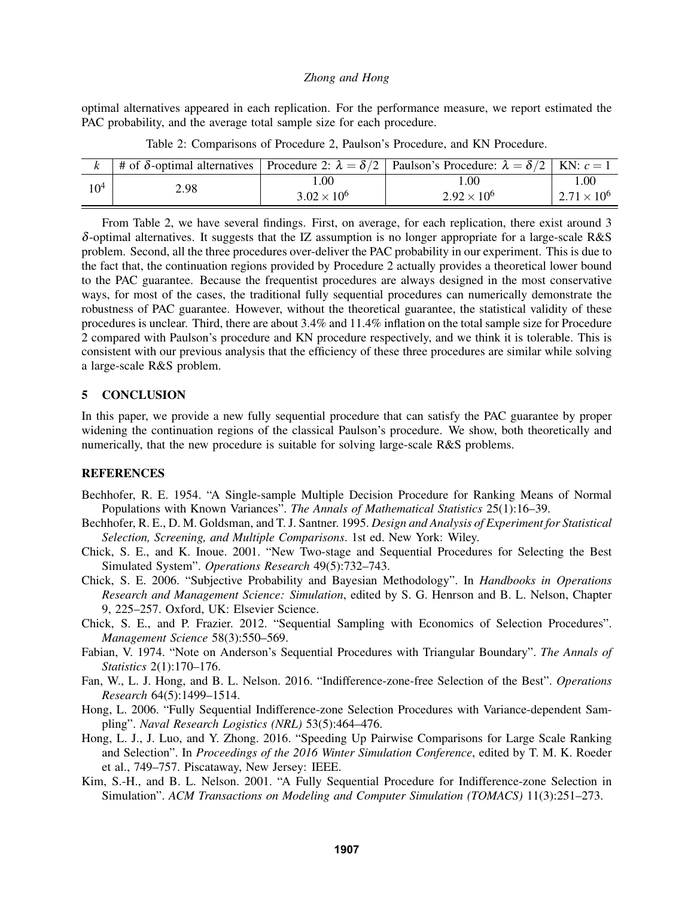optimal alternatives appeared in each replication. For the performance measure, we report estimated the PAC probability, and the average total sample size for each procedure.

Table 2: Comparisons of Procedure 2, Paulson's Procedure, and KN Procedure.

| $k$ | # of $\delta$-optimal alternatives | Procedure 2: $\lambda = \delta/2$ | Paulson's Procedure: $\lambda = \delta/2$ | KN: $c = 1$ |
|---|---|---|---|---|
| $10^4$ | 2.98 | 1.00 | 1.00 | 1.00 |
| | | $3.02 \times 10^6$ | $2.92 \times 10^6$ | $2.71 \times 10^6$ |

From Table 2, we have several findings. First, on average, for each replication, there exist around 3 $\delta$-optimal alternatives. It suggests that the IZ assumption is no longer appropriate for a large-scale R&S problem. Second, all the three procedures over-deliver the PAC probability in our experiment. This is due to the fact that, the continuation regions provided by Procedure 2 actually provides a theoretical lower bound to the PAC guarantee. Because the frequentist procedures are always designed in the most conservative ways, for most of the cases, the traditional fully sequential procedures can numerically demonstrate the robustness of PAC guarantee. However, without the theoretical guarantee, the statistical validity of these procedures is unclear. Third, there are about 3.4% and 11.4% inflation on the total sample size for Procedure 2 compared with Paulson's procedure and KN procedure respectively, and we think it is tolerable. This is consistent with our previous analysis that the efficiency of these three procedures are similar while solving a large-scale R&S problem.

## 5 CONCLUSION

In this paper, we provide a new fully sequential procedure that can satisfy the PAC guarantee by proper widening the continuation regions of the classical Paulson's procedure. We show, both theoretically and numerically, that the new procedure is suitable for solving large-scale R&S problems.

## REFERENCES

Bechhofer, R. E. 1954. "A Single-sample Multiple Decision Procedure for Ranking Means of Normal Populations with Known Variances". *The Annals of Mathematical Statistics* 25(1):16–39.

Bechhofer, R. E., D. M. Goldsman, and T. J. Santner. 1995. *Design and Analysis of Experiment for Statistical Selection, Screening, and Multiple Comparisons*. 1st ed. New York: Wiley.

Chick, S. E., and K. Inoue. 2001. "New Two-stage and Sequential Procedures for Selecting the Best Simulated System". *Operations Research* 49(5):732–743.

Chick, S. E. 2006. "Subjective Probability and Bayesian Methodology". In *Handbooks in Operations Research and Management Science: Simulation*, edited by S. G. Henrson and B. L. Nelson, Chapter 9, 225–257. Oxford, UK: Elsevier Science.

Chick, S. E., and P. Frazier. 2012. "Sequential Sampling with Economics of Selection Procedures". *Management Science* 58(3):550–569.

Fabian, V. 1974. "Note on Anderson's Sequential Procedures with Triangular Boundary". *The Annals of Statistics* 2(1):170–176.

Fan, W., L. J. Hong, and B. L. Nelson. 2016. "Indifference-zone-free Selection of the Best". *Operations Research* 64(5):1499–1514.

Hong, L. 2006. "Fully Sequential Indifference-zone Selection Procedures with Variance-dependent Sampling". *Naval Research Logistics (NRL)* 53(5):464–476.

Hong, L. J., J. Luo, and Y. Zhong. 2016. "Speeding Up Pairwise Comparisons for Large Scale Ranking and Selection". In *Proceedings of the 2016 Winter Simulation Conference*, edited by T. M. K. Roeder et al., 749–757. Piscataway, New Jersey: IEEE.

Kim, S.-H., and B. L. Nelson. 2001. "A Fully Sequential Procedure for Indifference-zone Selection in Simulation". *ACM Transactions on Modeling and Computer Simulation (TOMACS)* 11(3):251–273.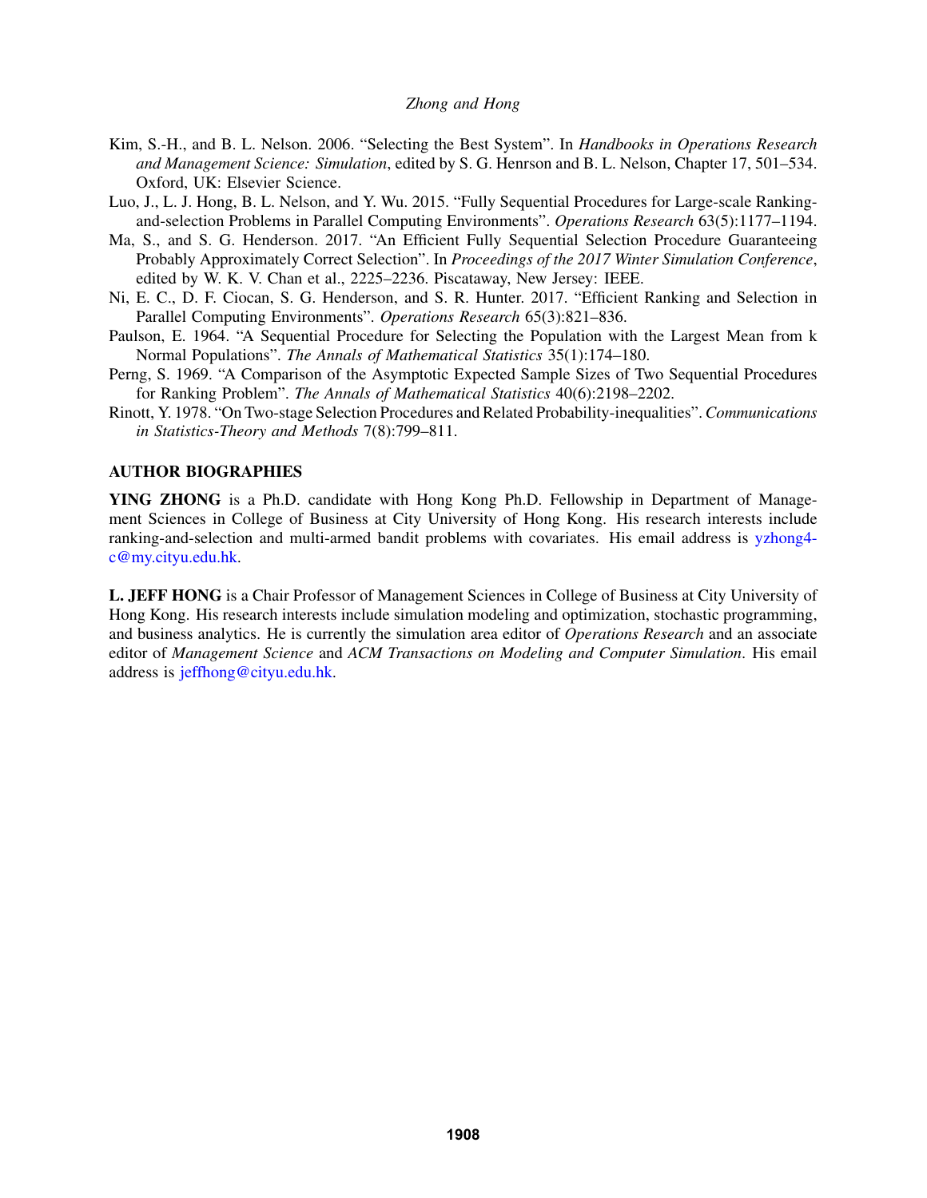Kim, S.-H., and B. L. Nelson. 2006. "Selecting the Best System". In *Handbooks in Operations Research and Management Science: Simulation*, edited by S. G. Henrson and B. L. Nelson, Chapter 17, 501–534. Oxford, UK: Elsevier Science.

Luo, J., L. J. Hong, B. L. Nelson, and Y. Wu. 2015. "Fully Sequential Procedures for Large-scale Ranking-and-selection Problems in Parallel Computing Environments". *Operations Research* 63(5):1177–1194.

Ma, S., and S. G. Henderson. 2017. "An Efficient Fully Sequential Selection Procedure Guaranteeing Probably Approximately Correct Selection". In *Proceedings of the 2017 Winter Simulation Conference*, edited by W. K. V. Chan et al., 2225–2236. Piscataway, New Jersey: IEEE.

Ni, E. C., D. F. Ciocan, S. G. Henderson, and S. R. Hunter. 2017. "Efficient Ranking and Selection in Parallel Computing Environments". *Operations Research* 65(3):821–836.

Paulson, E. 1964. "A Sequential Procedure for Selecting the Population with the Largest Mean from k Normal Populations". *The Annals of Mathematical Statistics* 35(1):174–180.

Perng, S. 1969. "A Comparison of the Asymptotic Expected Sample Sizes of Two Sequential Procedures for Ranking Problem". *The Annals of Mathematical Statistics* 40(6):2198–2202.

Rinott, Y. 1978. "On Two-stage Selection Procedures and Related Probability-inequalities". *Communications in Statistics-Theory and Methods* 7(8):799–811.

## AUTHOR BIOGRAPHIES

**YING ZHONG** is a Ph.D. candidate with Hong Kong Ph.D. Fellowship in Department of Management Sciences in College of Business at City University of Hong Kong. His research interests include ranking-and-selection and multi-armed bandit problems with covariates. His email address is yzhong4-c@my.cityu.edu.hk.

**L. JEFF HONG** is a Chair Professor of Management Sciences in College of Business at City University of Hong Kong. His research interests include simulation modeling and optimization, stochastic programming, and business analytics. He is currently the simulation area editor of *Operations Research* and an associate editor of *Management Science* and *ACM Transactions on Modeling and Computer Simulation*. His email address is jeffhong@cityu.edu.hk.